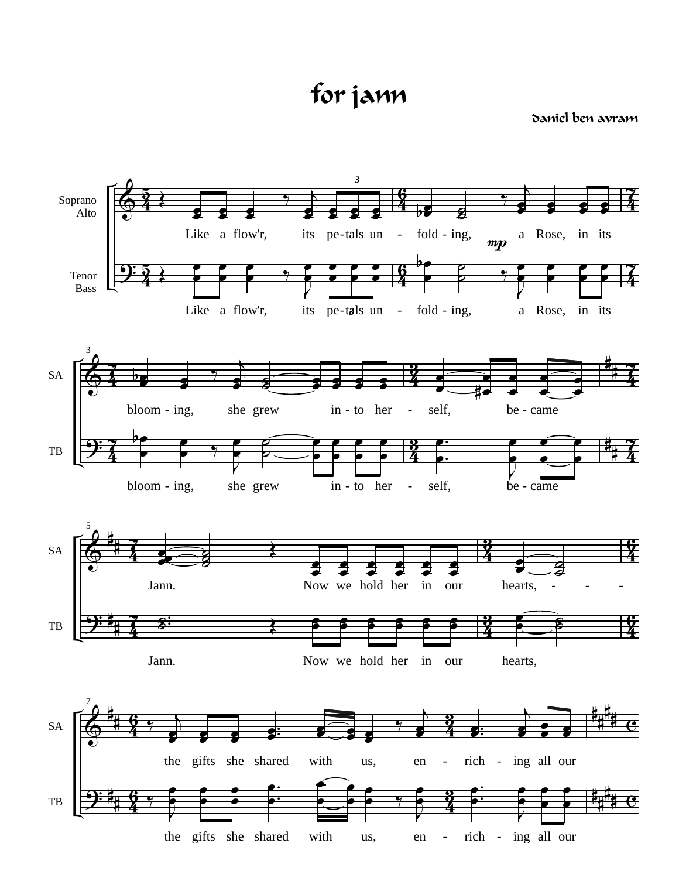# for jann

daniel ben avram

Soprano
Alto

Tenor
Bass

Like a flow'r, its pe-tals un - fold-ing, a Rose, in its

bloom-ing, she grew in-to her - self, be-came

Jann. Now we hold her in our hearts,

the gifts she shared with us, en - rich - ing all our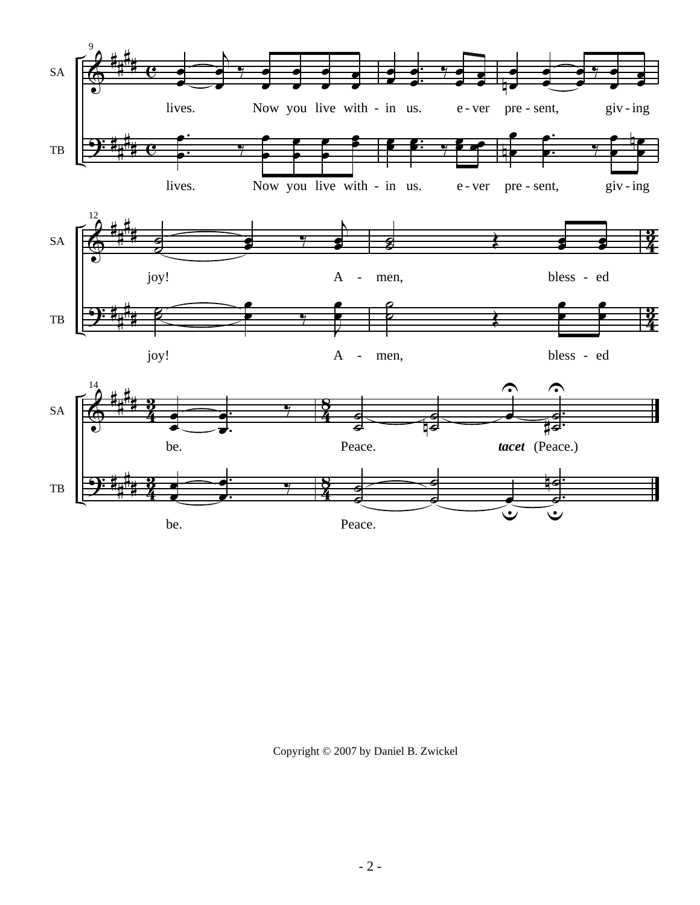SA / TB

lives. Now you live with - in us. e - ver pre - sent, giv - ing

joy! A - men, bless - ed

be. Peace. *tacet* (Peace.)

Copyright © 2007 by Daniel B. Zwickel